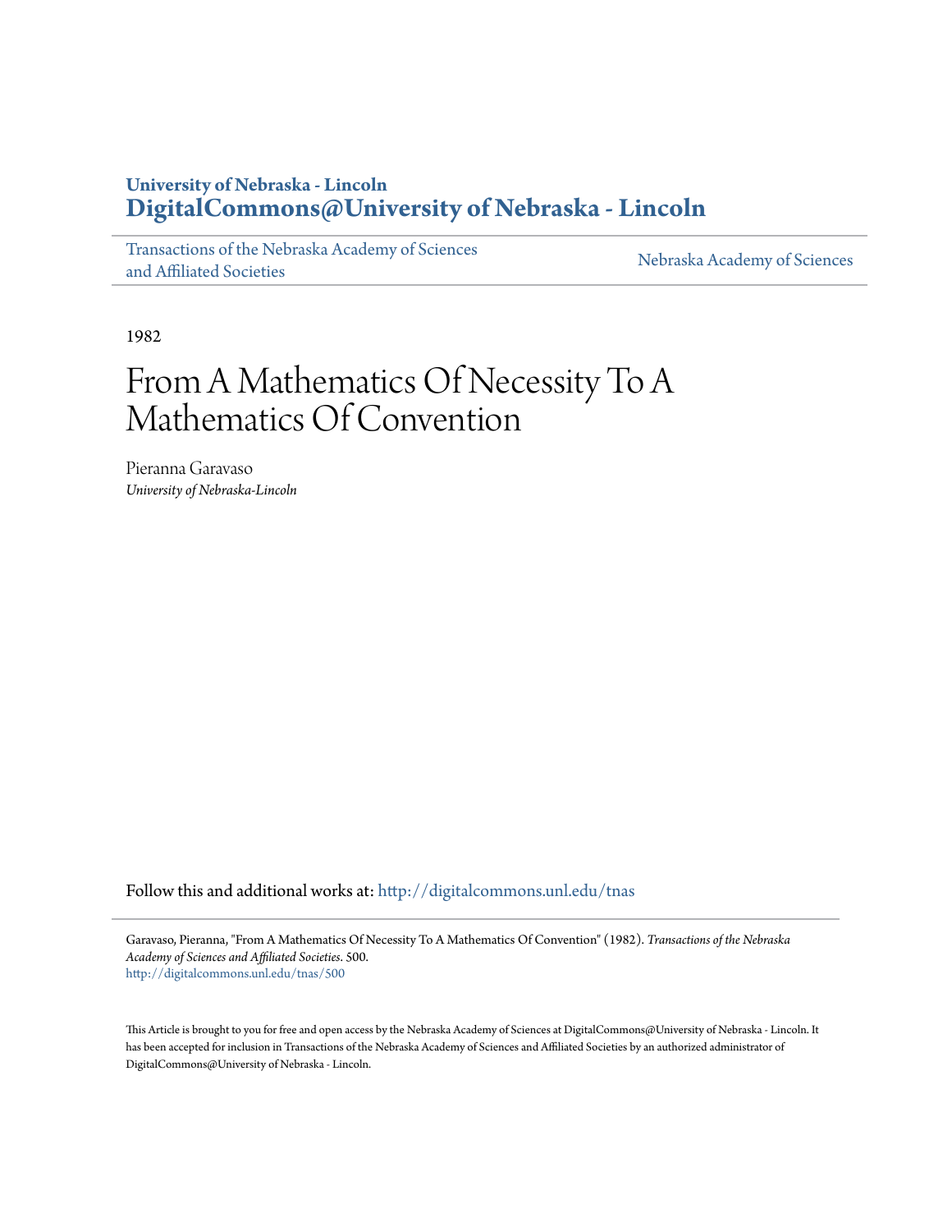University of Nebraska - Lincoln
**DigitalCommons@University of Nebraska - Lincoln**

Transactions of the Nebraska Academy of Sciences and Affiliated Societies

Nebraska Academy of Sciences

1982

# From A Mathematics Of Necessity To A Mathematics Of Convention

Pieranna Garavaso
*University of Nebraska-Lincoln*

Follow this and additional works at: http://digitalcommons.unl.edu/tnas

Garavaso, Pieranna, "From A Mathematics Of Necessity To A Mathematics Of Convention" (1982). *Transactions of the Nebraska Academy of Sciences and Affiliated Societies*. 500.
http://digitalcommons.unl.edu/tnas/500

This Article is brought to you for free and open access by the Nebraska Academy of Sciences at DigitalCommons@University of Nebraska - Lincoln. It has been accepted for inclusion in Transactions of the Nebraska Academy of Sciences and Affiliated Societies by an authorized administrator of DigitalCommons@University of Nebraska - Lincoln.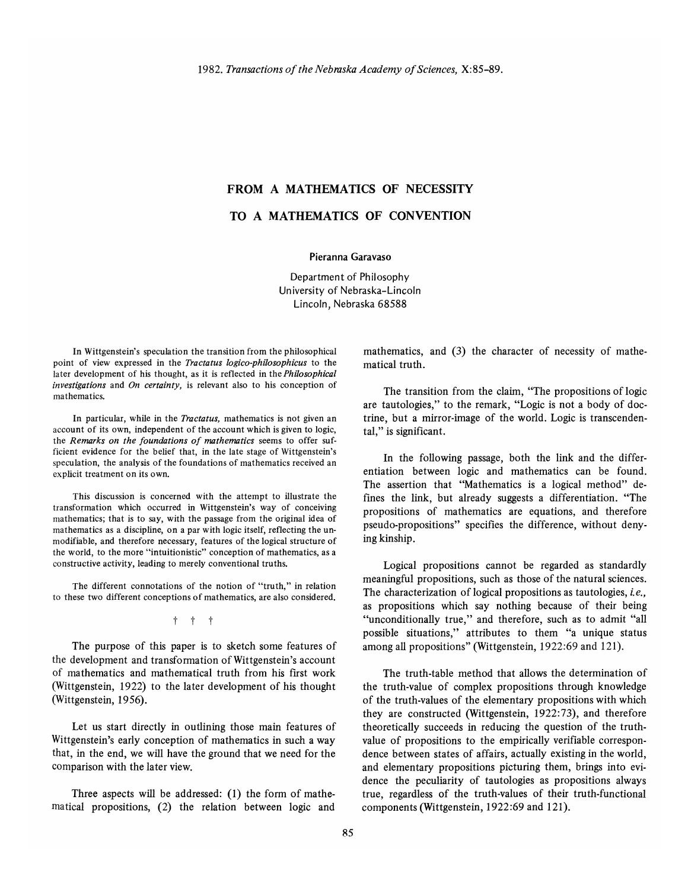# FROM A MATHEMATICS OF NECESSITY

# TO A MATHEMATICS OF CONVENTION

**Pieranna Garavaso**

Department of Philosophy
University of Nebraska-Lincoln
Lincoln, Nebraska 68588

In Wittgenstein's speculation the transition from the philosophical point of view expressed in the *Tractatus logico-philosophicus* to the later development of his thought, as it is reflected in the *Philosophical investigations* and *On certainty,* is relevant also to his conception of mathematics.

In particular, while in the *Tractatus,* mathematics is not given an account of its own, independent of the account which is given to logic, the *Remarks on the foundations of mathematics* seems to offer sufficient evidence for the belief that, in the late stage of Wittgenstein's speculation, the analysis of the foundations of mathematics received an explicit treatment on its own.

This discussion is concerned with the attempt to illustrate the transformation which occurred in Wittgenstein's way of conceiving mathematics; that is to say, with the passage from the original idea of mathematics as a discipline, on a par with logic itself, reflecting the unmodifiable, and therefore necessary, features of the logical structure of the world, to the more "intuitionistic" conception of mathematics, as a constructive activity, leading to merely conventional truths.

The different connotations of the notion of "truth," in relation to these two different conceptions of mathematics, are also considered.

† † †

The purpose of this paper is to sketch some features of the development and transformation of Wittgenstein's account of mathematics and mathematical truth from his first work (Wittgenstein, 1922) to the later development of his thought (Wittgenstein, 1956).

Let us start directly in outlining those main features of Wittgenstein's early conception of mathematics in such a way that, in the end, we will have the ground that we need for the comparison with the later view.

Three aspects will be addressed: (1) the form of mathematical propositions, (2) the relation between logic and mathematics, and (3) the character of necessity of mathematical truth.

The transition from the claim, "The propositions of logic are tautologies," to the remark, "Logic is not a body of doctrine, but a mirror-image of the world. Logic is transcendental," is significant.

In the following passage, both the link and the differentiation between logic and mathematics can be found. The assertion that "Mathematics is a logical method" defines the link, but already suggests a differentiation. "The propositions of mathematics are equations, and therefore pseudo-propositions" specifies the difference, without denying kinship.

Logical propositions cannot be regarded as standardly meaningful propositions, such as those of the natural sciences. The characterization of logical propositions as tautologies, *i.e.,* as propositions which say nothing because of their being "unconditionally true," and therefore, such as to admit "all possible situations," attributes to them "a unique status among all propositions" (Wittgenstein, 1922:69 and 121).

The truth-table method that allows the determination of the truth-value of complex propositions through knowledge of the truth-values of the elementary propositions with which they are constructed (Wittgenstein, 1922:73), and therefore theoretically succeeds in reducing the question of the truth-value of propositions to the empirically verifiable correspondence between states of affairs, actually existing in the world, and elementary propositions picturing them, brings into evidence the peculiarity of tautologies as propositions always true, regardless of the truth-values of their truth-functional components (Wittgenstein, 1922:69 and 121).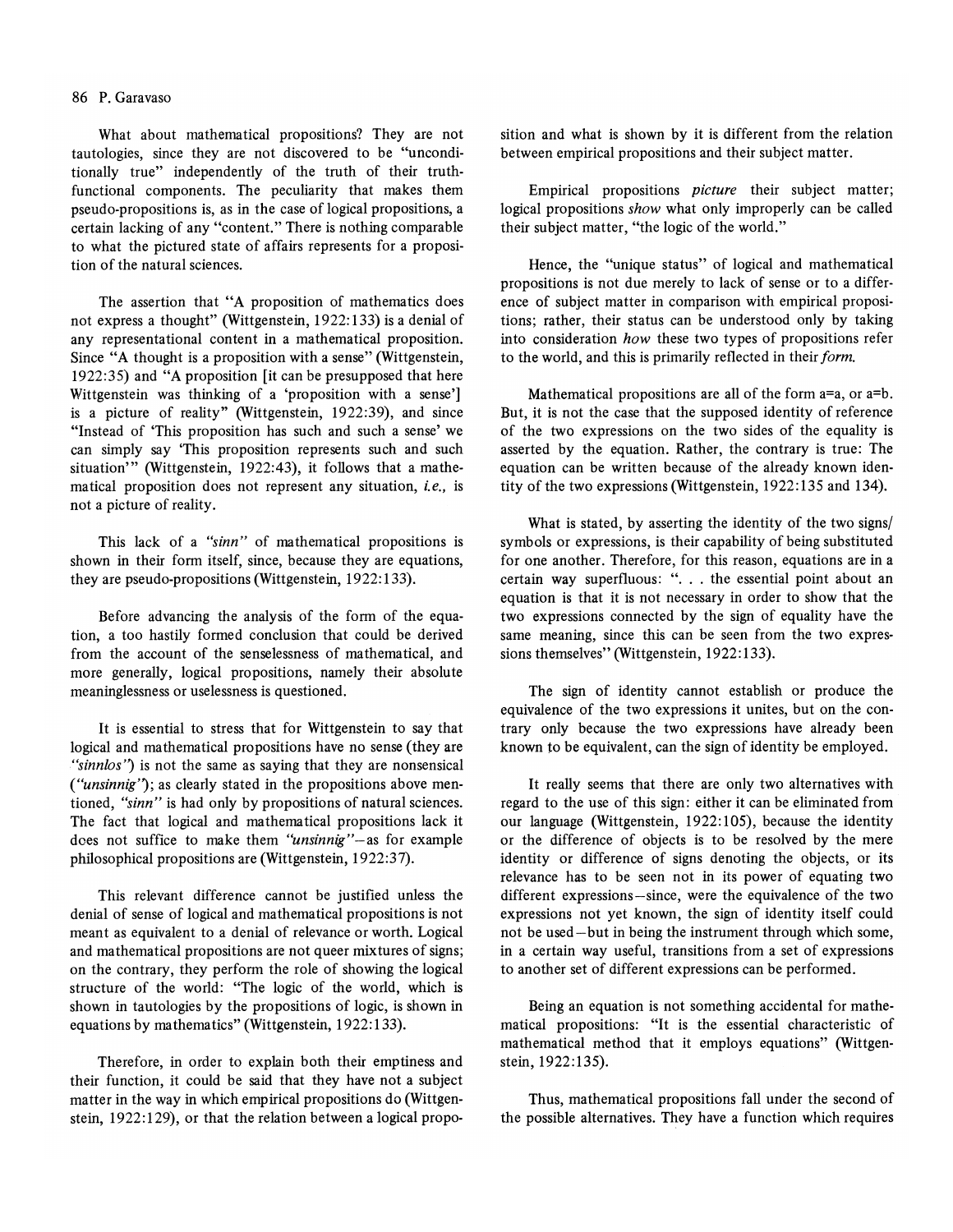What about mathematical propositions? They are not tautologies, since they are not discovered to be "unconditionally true" independently of the truth of their truth-functional components. The peculiarity that makes them pseudo-propositions is, as in the case of logical propositions, a certain lacking of any "content." There is nothing comparable to what the pictured state of affairs represents for a proposition of the natural sciences.

The assertion that "A proposition of mathematics does not express a thought" (Wittgenstein, 1922:133) is a denial of any representational content in a mathematical proposition. Since "A thought is a proposition with a sense" (Wittgenstein, 1922:35) and "A proposition [it can be presupposed that here Wittgenstein was thinking of a 'proposition with a sense'] is a picture of reality" (Wittgenstein, 1922:39), and since "Instead of 'This proposition has such and such a sense' we can simply say 'This proposition represents such and such situation'" (Wittgenstein, 1922:43), it follows that a mathematical proposition does not represent any situation, *i.e.,* is not a picture of reality.

This lack of a *"sinn"* of mathematical propositions is shown in their form itself, since, because they are equations, they are pseudo-propositions (Wittgenstein, 1922:133).

Before advancing the analysis of the form of the equation, a too hastily formed conclusion that could be derived from the account of the senselessness of mathematical, and more generally, logical propositions, namely their absolute meaninglessness or uselessness is questioned.

It is essential to stress that for Wittgenstein to say that logical and mathematical propositions have no sense (they are *"sinnlos"*) is not the same as saying that they are nonsensical (*"unsinnig"*); as clearly stated in the propositions above mentioned, *"sinn"* is had only by propositions of natural sciences. The fact that logical and mathematical propositions lack it does not suffice to make them *"unsinnig"*—as for example philosophical propositions are (Wittgenstein, 1922:37).

This relevant difference cannot be justified unless the denial of sense of logical and mathematical propositions is not meant as equivalent to a denial of relevance or worth. Logical and mathematical propositions are not queer mixtures of signs; on the contrary, they perform the role of showing the logical structure of the world: "The logic of the world, which is shown in tautologies by the propositions of logic, is shown in equations by mathematics" (Wittgenstein, 1922:133).

Therefore, in order to explain both their emptiness and their function, it could be said that they have not a subject matter in the way in which empirical propositions do (Wittgenstein, 1922:129), or that the relation between a logical proposition and what is shown by it is different from the relation between empirical propositions and their subject matter.

Empirical propositions *picture* their subject matter; logical propositions *show* what only improperly can be called their subject matter, "the logic of the world."

Hence, the "unique status" of logical and mathematical propositions is not due merely to lack of sense or to a difference of subject matter in comparison with empirical propositions; rather, their status can be understood only by taking into consideration *how* these two types of propositions refer to the world, and this is primarily reflected in their *form.*

Mathematical propositions are all of the form a=a, or a=b. But, it is not the case that the supposed identity of reference of the two expressions on the two sides of the equality is asserted by the equation. Rather, the contrary is true: The equation can be written because of the already known identity of the two expressions (Wittgenstein, 1922:135 and 134).

What is stated, by asserting the identity of the two signs/symbols or expressions, is their capability of being substituted for one another. Therefore, for this reason, equations are in a certain way superfluous: ". . . the essential point about an equation is that it is not necessary in order to show that the two expressions connected by the sign of equality have the same meaning, since this can be seen from the two expressions themselves" (Wittgenstein, 1922:133).

The sign of identity cannot establish or produce the equivalence of the two expressions it unites, but on the contrary only because the two expressions have already been known to be equivalent, can the sign of identity be employed.

It really seems that there are only two alternatives with regard to the use of this sign: either it can be eliminated from our language (Wittgenstein, 1922:105), because the identity or the difference of objects is to be resolved by the mere identity or difference of signs denoting the objects, or its relevance has to be seen not in its power of equating two different expressions—since, were the equivalence of the two expressions not yet known, the sign of identity itself could not be used—but in being the instrument through which some, in a certain way useful, transitions from a set of expressions to another set of different expressions can be performed.

Being an equation is not something accidental for mathematical propositions: "It is the essential characteristic of mathematical method that it employs equations" (Wittgenstein, 1922:135).

Thus, mathematical propositions fall under the second of the possible alternatives. They have a function which requires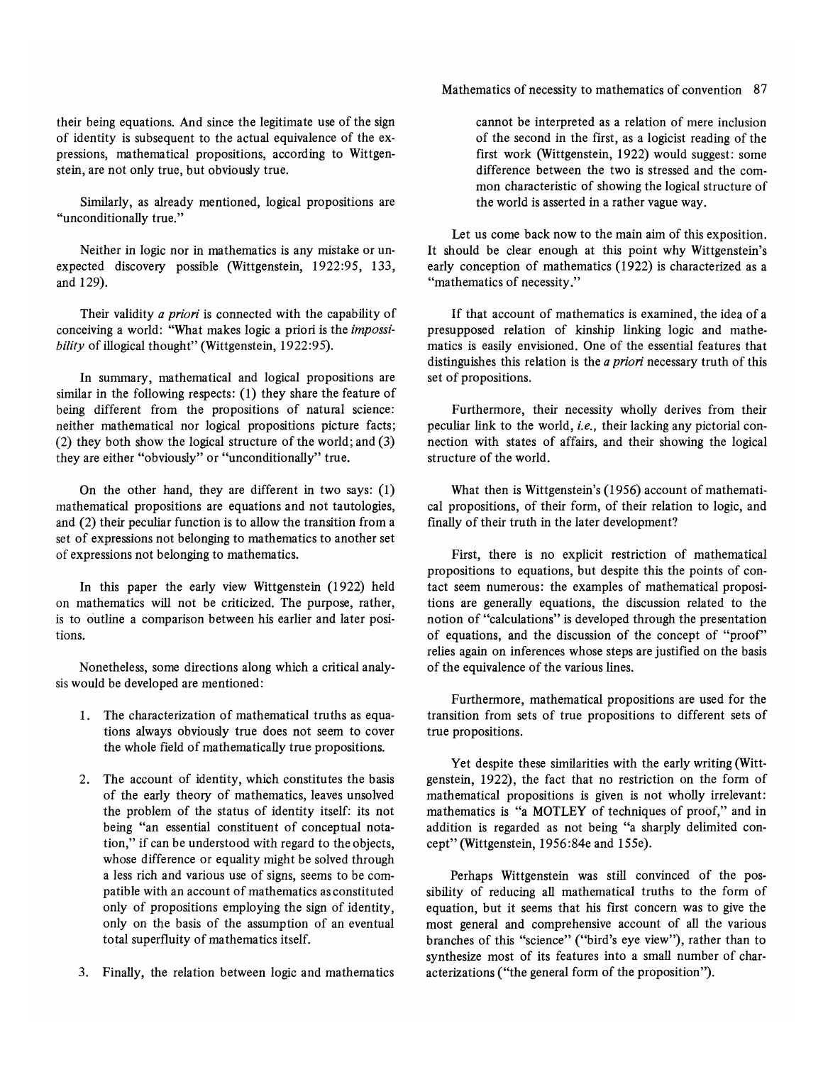their being equations. And since the legitimate use of the sign of identity is subsequent to the actual equivalence of the expressions, mathematical propositions, according to Wittgenstein, are not only true, but obviously true.

Similarly, as already mentioned, logical propositions are "unconditionally true."

Neither in logic nor in mathematics is any mistake or unexpected discovery possible (Wittgenstein, 1922:95, 133, and 129).

Their validity *a priori* is connected with the capability of conceiving a world: "What makes logic a priori is the *impossibility* of illogical thought" (Wittgenstein, 1922:95).

In summary, mathematical and logical propositions are similar in the following respects: (1) they share the feature of being different from the propositions of natural science: neither mathematical nor logical propositions picture facts; (2) they both show the logical structure of the world; and (3) they are either "obviously" or "unconditionally" true.

On the other hand, they are different in two says: (1) mathematical propositions are equations and not tautologies, and (2) their peculiar function is to allow the transition from a set of expressions not belonging to mathematics to another set of expressions not belonging to mathematics.

In this paper the early view Wittgenstein (1922) held on mathematics will not be criticized. The purpose, rather, is to outline a comparison between his earlier and later positions.

Nonetheless, some directions along which a critical analysis would be developed are mentioned:

1. The characterization of mathematical truths as equations always obviously true does not seem to cover the whole field of mathematically true propositions.

2. The account of identity, which constitutes the basis of the early theory of mathematics, leaves unsolved the problem of the status of identity itself: its not being "an essential constituent of conceptual notation," if can be understood with regard to the objects, whose difference or equality might be solved through a less rich and various use of signs, seems to be compatible with an account of mathematics as constituted only of propositions employing the sign of identity, only on the basis of the assumption of an eventual total superfluity of mathematics itself.

3. Finally, the relation between logic and mathematics cannot be interpreted as a relation of mere inclusion of the second in the first, as a logicist reading of the first work (Wittgenstein, 1922) would suggest: some difference between the two is stressed and the common characteristic of showing the logical structure of the world is asserted in a rather vague way.

Let us come back now to the main aim of this exposition. It should be clear enough at this point why Wittgenstein's early conception of mathematics (1922) is characterized as a "mathematics of necessity."

If that account of mathematics is examined, the idea of a presupposed relation of kinship linking logic and mathematics is easily envisioned. One of the essential features that distinguishes this relation is the *a priori* necessary truth of this set of propositions.

Furthermore, their necessity wholly derives from their peculiar link to the world, *i.e.,* their lacking any pictorial connection with states of affairs, and their showing the logical structure of the world.

What then is Wittgenstein's (1956) account of mathematical propositions, of their form, of their relation to logic, and finally of their truth in the later development?

First, there is no explicit restriction of mathematical propositions to equations, but despite this the points of contact seem numerous: the examples of mathematical propositions are generally equations, the discussion related to the notion of "calculations" is developed through the presentation of equations, and the discussion of the concept of "proof" relies again on inferences whose steps are justified on the basis of the equivalence of the various lines.

Furthermore, mathematical propositions are used for the transition from sets of true propositions to different sets of true propositions.

Yet despite these similarities with the early writing (Wittgenstein, 1922), the fact that no restriction on the form of mathematical propositions is given is not wholly irrelevant: mathematics is "a MOTLEY of techniques of proof," and in addition is regarded as not being "a sharply delimited concept" (Wittgenstein, 1956:84e and 155e).

Perhaps Wittgenstein was still convinced of the possibility of reducing all mathematical truths to the form of equation, but it seems that his first concern was to give the most general and comprehensive account of all the various branches of this "science" ("bird's eye view"), rather than to synthesize most of its features into a small number of characterizations ("the general form of the proposition").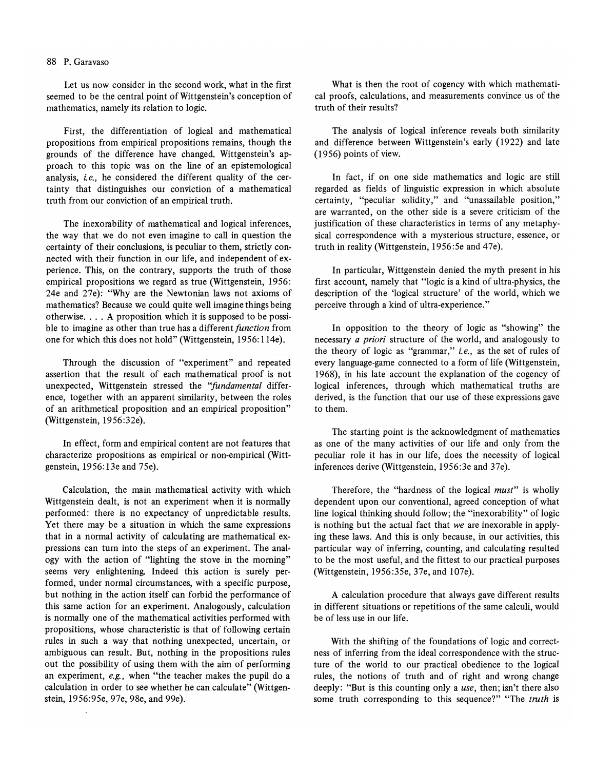Let us now consider in the second work, what in the first seemed to be the central point of Wittgenstein's conception of mathematics, namely its relation to logic.

First, the differentiation of logical and mathematical propositions from empirical propositions remains, though the grounds of the difference have changed. Wittgenstein's approach to this topic was on the line of an epistemological analysis, *i.e.,* he considered the different quality of the certainty that distinguishes our conviction of a mathematical truth from our conviction of an empirical truth.

The inexorability of mathematical and logical inferences, the way that we do not even imagine to call in question the certainty of their conclusions, is peculiar to them, strictly connected with their function in our life, and independent of experience. This, on the contrary, supports the truth of those empirical propositions we regard as true (Wittgenstein, 1956: 24e and 27e): "Why are the Newtonian laws not axioms of mathematics? Because we could quite well imagine things being otherwise. . . . A proposition which it is supposed to be possible to imagine as other than true has a different *function* from one for which this does not hold" (Wittgenstein, 1956:114e).

Through the discussion of "experiment" and repeated assertion that the result of each mathematical proof is not unexpected, Wittgenstein stressed the "*fundamental* difference, together with an apparent similarity, between the roles of an arithmetical proposition and an empirical proposition" (Wittgenstein, 1956:32e).

In effect, form and empirical content are not features that characterize propositions as empirical or non-empirical (Wittgenstein, 1956:13e and 75e).

Calculation, the main mathematical activity with which Wittgenstein dealt, is not an experiment when it is normally performed: there is no expectancy of unpredictable results. Yet there may be a situation in which the same expressions that in a normal activity of calculating are mathematical expressions can turn into the steps of an experiment. The analogy with the action of "lighting the stove in the morning" seems very enlightening. Indeed this action is surely performed, under normal circumstances, with a specific purpose, but nothing in the action itself can forbid the performance of this same action for an experiment. Analogously, calculation is normally one of the mathematical activities performed with propositions, whose characteristic is that of following certain rules in such a way that nothing unexpected, uncertain, or ambiguous can result. But, nothing in the propositions rules out the possibility of using them with the aim of performing an experiment, *e.g.,* when "the teacher makes the pupil do a calculation in order to see whether he can calculate" (Wittgenstein, 1956:95e, 97e, 98e, and 99e).

What is then the root of cogency with which mathematical proofs, calculations, and measurements convince us of the truth of their results?

The analysis of logical inference reveals both similarity and difference between Wittgenstein's early (1922) and late (1956) points of view.

In fact, if on one side mathematics and logic are still regarded as fields of linguistic expression in which absolute certainty, "peculiar solidity," and "unassailable position," are warranted, on the other side is a severe criticism of the justification of these characteristics in terms of any metaphysical correspondence with a mysterious structure, essence, or truth in reality (Wittgenstein, 1956:5e and 47e).

In particular, Wittgenstein denied the myth present in his first account, namely that "logic is a kind of ultra-physics, the description of the 'logical structure' of the world, which we perceive through a kind of ultra-experience."

In opposition to the theory of logic as "showing" the necessary *a priori* structure of the world, and analogously to the theory of logic as "grammar," *i.e.,* as the set of rules of every language-game connected to a form of life (Wittgenstein, 1968), in his late account the explanation of the cogency of logical inferences, through which mathematical truths are derived, is the function that our use of these expressions gave to them.

The starting point is the acknowledgment of mathematics as one of the many activities of our life and only from the peculiar role it has in our life, does the necessity of logical inferences derive (Wittgenstein, 1956:3e and 37e).

Therefore, the "hardness of the logical *must*" is wholly dependent upon our conventional, agreed conception of what line logical thinking should follow; the "inexorability" of logic is nothing but the actual fact that *we* are inexorable in applying these laws. And this is only because, in our activities, this particular way of inferring, counting, and calculating resulted to be the most useful, and the fittest to our practical purposes (Wittgenstein, 1956:35e, 37e, and 107e).

A calculation procedure that always gave different results in different situations or repetitions of the same calculi, would be of less use in our life.

With the shifting of the foundations of logic and correctness of inferring from the ideal correspondence with the structure of the world to our practical obedience to the logical rules, the notions of truth and of right and wrong change deeply: "But is this counting only a *use*, then; isn't there also some truth corresponding to this sequence?" "The *truth* is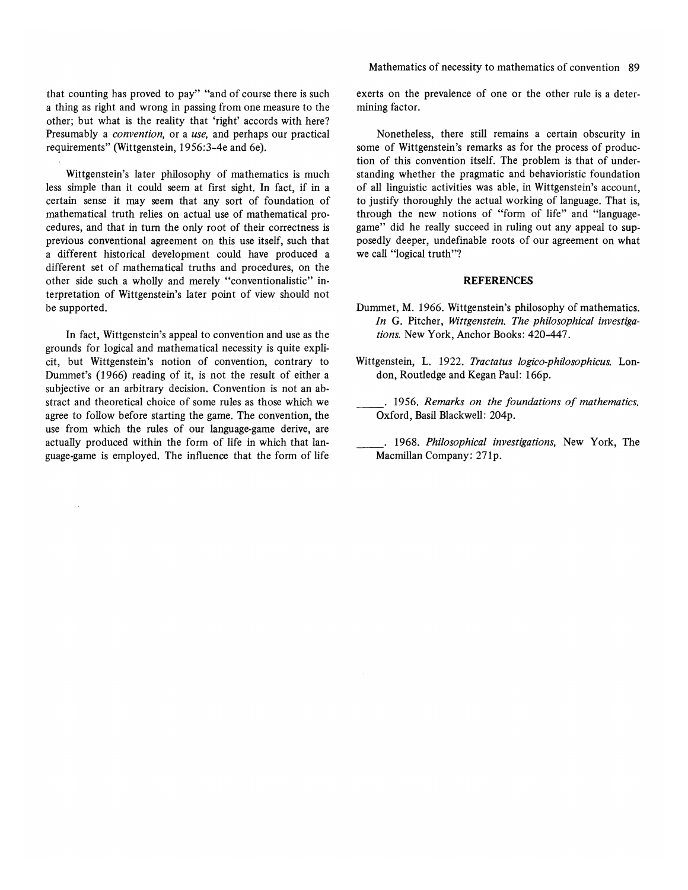that counting has proved to pay" "and of course there is such a thing as right and wrong in passing from one measure to the other; but what is the reality that 'right' accords with here? Presumably a *convention,* or a *use,* and perhaps our practical requirements" (Wittgenstein, 1956:3-4e and 6e).

Wittgenstein's later philosophy of mathematics is much less simple than it could seem at first sight. In fact, if in a certain sense it may seem that any sort of foundation of mathematical truth relies on actual use of mathematical procedures, and that in turn the only root of their correctness is previous conventional agreement on this use itself, such that a different historical development could have produced a different set of mathematical truths and procedures, on the other side such a wholly and merely "conventionalistic" interpretation of Wittgenstein's later point of view should not be supported.

In fact, Wittgenstein's appeal to convention and use as the grounds for logical and mathematical necessity is quite explicit, but Wittgenstein's notion of convention, contrary to Dummet's (1966) reading of it, is not the result of either a subjective or an arbitrary decision. Convention is not an abstract and theoretical choice of some rules as those which we agree to follow before starting the game. The convention, the use from which the rules of our language-game derive, are actually produced within the form of life in which that language-game is employed. The influence that the form of life exerts on the prevalence of one or the other rule is a determining factor.

Nonetheless, there still remains a certain obscurity in some of Wittgenstein's remarks as for the process of production of this convention itself. The problem is that of understanding whether the pragmatic and behavioristic foundation of all linguistic activities was able, in Wittgenstein's account, to justify thoroughly the actual working of language. That is, through the new notions of "form of life" and "language-game" did he really succeed in ruling out any appeal to supposedly deeper, undefinable roots of our agreement on what we call "logical truth"?

## REFERENCES

Dummet, M. 1966. Wittgenstein's philosophy of mathematics. *In* G. Pitcher, *Wittgenstein. The philosophical investigations.* New York, Anchor Books: 420-447.

Wittgenstein, L. 1922. *Tractatus logico-philosophicus.* London, Routledge and Kegan Paul: 166p.

\_\_\_\_\_. 1956. *Remarks on the foundations of mathematics.* Oxford, Basil Blackwell: 204p.

\_\_\_\_\_. 1968. *Philosophical investigations,* New York, The Macmillan Company: 271p.